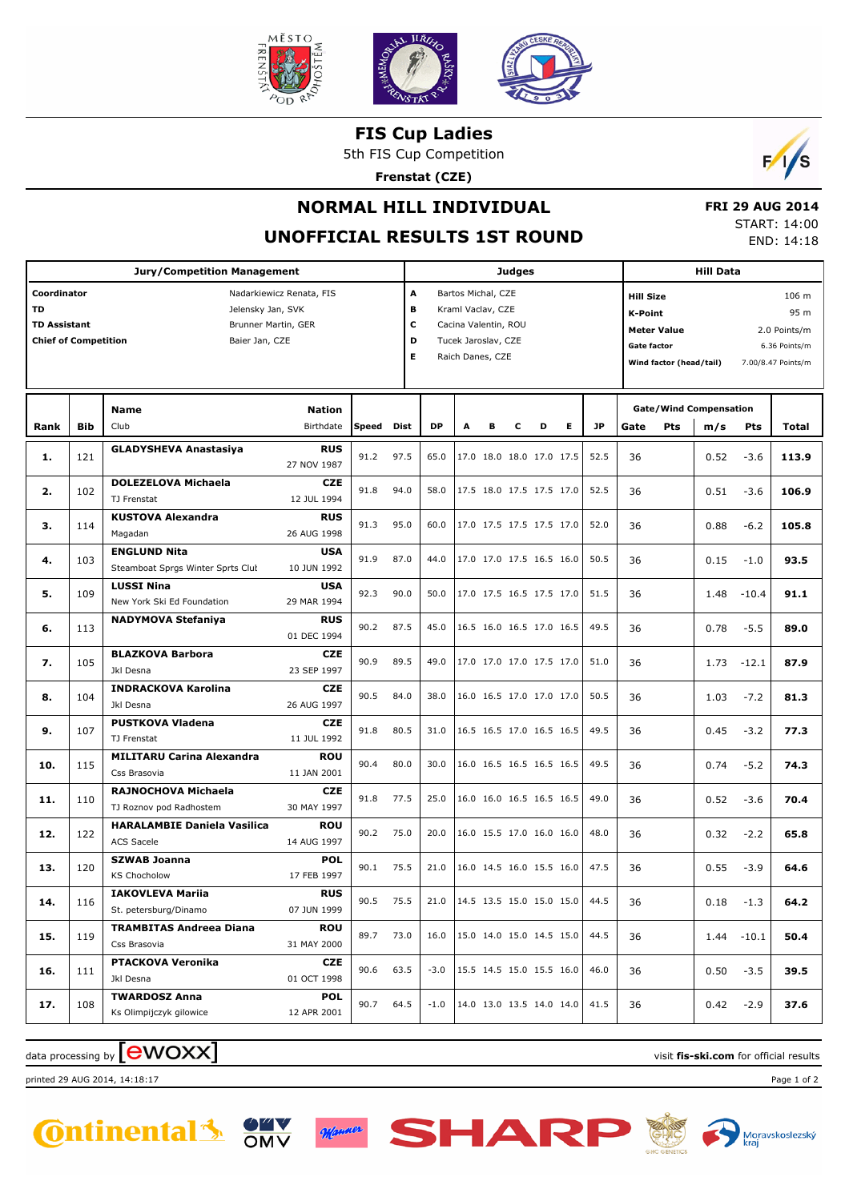# FIS Cup Ladies

5th FIS Cup Competition

**Frenstat (CZE)**

## NORMAL HILL INDIVIDUAL

## UNOFFICIAL RESULTS 1ST ROUND

**FRI 29 AUG 2014**
START: 14:00
END: 14:18

| Jury/Competition Management | | Judges | | Hill Data | |
|---|---|---|---|---|---|
| **Coordinator** | Nadarkiewicz Renata, FIS | **A** | Bartos Michal, CZE | **Hill Size** | 106 m |
| **TD** | Jelensky Jan, SVK | **B** | Kraml Vaclav, CZE | **K-Point** | 95 m |
| **TD Assistant** | Brunner Martin, GER | **C** | Cacina Valentin, ROU | **Meter Value** | 2.0 Points/m |
| **Chief of Competition** | Baier Jan, CZE | **D** | Tucek Jaroslav, CZE | **Gate factor** | 6.36 Points/m |
| | | **E** | Raich Danes, CZE | **Wind factor (head/tail)** | 7.00/8.47 Points/m |

| Rank | Bib | Name / Club | Nation / Birthdate | Speed | Dist | DP | A | B | C | D | E | JP | Gate | Pts | m/s | Pts | Total |
|---|---|---|---|---|---|---|---|---|---|---|---|---|---|---|---|---|---|
| **1.** | 121 | **GLADYSHEVA Anastasiya** | **RUS** 27 NOV 1987 | 91.2 | 97.5 | 65.0 | 17.0 | 18.0 | 18.0 | 17.0 | 17.5 | 52.5 | 36 | | 0.52 | -3.6 | **113.9** |
| **2.** | 102 | **DOLEZELOVA Michaela** TJ Frenstat | **CZE** 12 JUL 1994 | 91.8 | 94.0 | 58.0 | 17.5 | 18.0 | 17.5 | 17.5 | 17.0 | 52.5 | 36 | | 0.51 | -3.6 | **106.9** |
| **3.** | 114 | **KUSTOVA Alexandra** Magadan | **RUS** 26 AUG 1998 | 91.3 | 95.0 | 60.0 | 17.0 | 17.5 | 17.5 | 17.5 | 17.0 | 52.0 | 36 | | 0.88 | -6.2 | **105.8** |
| **4.** | 103 | **ENGLUND Nita** Steamboat Sprgs Winter Sprts Clut | **USA** 10 JUN 1992 | 91.9 | 87.0 | 44.0 | 17.0 | 17.0 | 17.5 | 16.5 | 16.0 | 50.5 | 36 | | 0.15 | -1.0 | **93.5** |
| **5.** | 109 | **LUSSI Nina** New York Ski Ed Foundation | **USA** 29 MAR 1994 | 92.3 | 90.0 | 50.0 | 17.0 | 17.5 | 16.5 | 17.5 | 17.0 | 51.5 | 36 | | 1.48 | -10.4 | **91.1** |
| **6.** | 113 | **NADYMOVA Stefaniya** | **RUS** 01 DEC 1994 | 90.2 | 87.5 | 45.0 | 16.5 | 16.0 | 16.5 | 17.0 | 16.5 | 49.5 | 36 | | 0.78 | -5.5 | **89.0** |
| **7.** | 105 | **BLAZKOVA Barbora** Jkl Desna | **CZE** 23 SEP 1997 | 90.9 | 89.5 | 49.0 | 17.0 | 17.0 | 17.0 | 17.5 | 17.0 | 51.0 | 36 | | 1.73 | -12.1 | **87.9** |
| **8.** | 104 | **INDRACKOVA Karolina** Jkl Desna | **CZE** 26 AUG 1997 | 90.5 | 84.0 | 38.0 | 16.0 | 16.5 | 17.0 | 17.0 | 17.0 | 50.5 | 36 | | 1.03 | -7.2 | **81.3** |
| **9.** | 107 | **PUSTKOVA Vladena** TJ Frenstat | **CZE** 11 JUL 1992 | 91.8 | 80.5 | 31.0 | 16.5 | 16.5 | 17.0 | 16.5 | 16.5 | 49.5 | 36 | | 0.45 | -3.2 | **77.3** |
| **10.** | 115 | **MILITARU Carina Alexandra** Css Brasovia | **ROU** 11 JAN 2001 | 90.4 | 80.0 | 30.0 | 16.0 | 16.5 | 16.5 | 16.5 | 16.5 | 49.5 | 36 | | 0.74 | -5.2 | **74.3** |
| **11.** | 110 | **RAJNOCHOVA Michaela** TJ Roznov pod Radhostem | **CZE** 30 MAY 1997 | 91.8 | 77.5 | 25.0 | 16.0 | 16.0 | 16.5 | 16.5 | 16.5 | 49.0 | 36 | | 0.52 | -3.6 | **70.4** |
| **12.** | 122 | **HARALAMBIE Daniela Vasilica** ACS Sacele | **ROU** 14 AUG 1997 | 90.2 | 75.0 | 20.0 | 16.0 | 15.5 | 17.0 | 16.0 | 16.0 | 48.0 | 36 | | 0.32 | -2.2 | **65.8** |
| **13.** | 120 | **SZWAB Joanna** KS Chocholow | **POL** 17 FEB 1997 | 90.1 | 75.5 | 21.0 | 16.0 | 14.5 | 16.0 | 15.5 | 16.0 | 47.5 | 36 | | 0.55 | -3.9 | **64.6** |
| **14.** | 116 | **IAKOVLEVA Mariia** St. petersburg/Dinamo | **RUS** 07 JUN 1999 | 90.5 | 75.5 | 21.0 | 14.5 | 13.5 | 15.0 | 15.0 | 15.0 | 44.5 | 36 | | 0.18 | -1.3 | **64.2** |
| **15.** | 119 | **TRAMBITAS Andreea Diana** Css Brasovia | **ROU** 31 MAY 2000 | 89.7 | 73.0 | 16.0 | 15.0 | 14.0 | 15.0 | 14.5 | 15.0 | 44.5 | 36 | | 1.44 | -10.1 | **50.4** |
| **16.** | 111 | **PTACKOVA Veronika** Jkl Desna | **CZE** 01 OCT 1998 | 90.6 | 63.5 | -3.0 | 15.5 | 14.5 | 15.0 | 15.5 | 16.0 | 46.0 | 36 | | 0.50 | -3.5 | **39.5** |
| **17.** | 108 | **TWARDOSZ Anna** Ks Olimpijczyk gilowice | **POL** 12 APR 2001 | 90.7 | 64.5 | -1.0 | 14.0 | 13.0 | 13.5 | 14.0 | 14.0 | 41.5 | 36 | | 0.42 | -2.9 | **37.6** |

data processing by ewoxx — visit **fis-ski.com** for official results

printed 29 AUG 2014, 14:18:17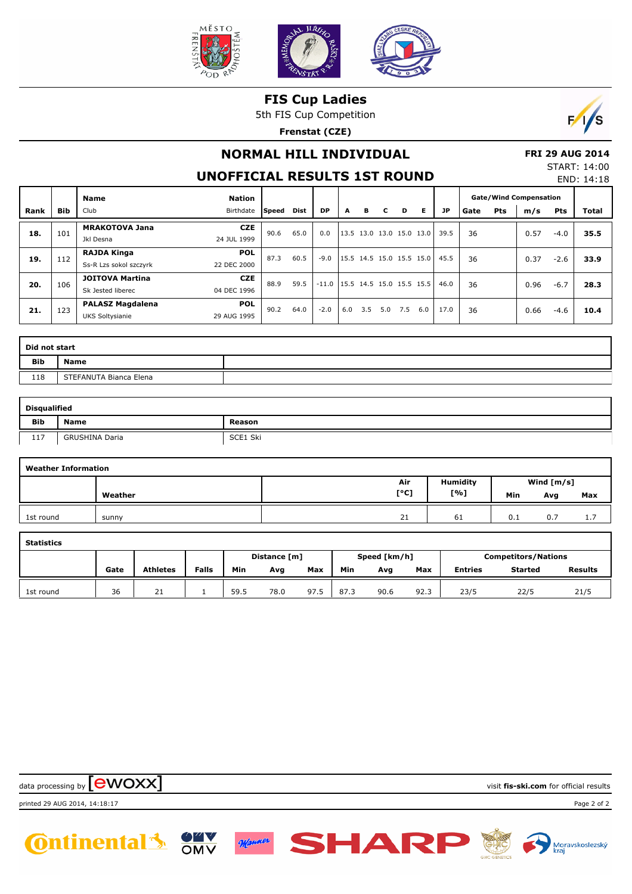# FIS Cup Ladies

5th FIS Cup Competition

**Frenstat (CZE)**

## NORMAL HILL INDIVIDUAL

## UNOFFICIAL RESULTS 1ST ROUND

**FRI 29 AUG 2014**

START: 14:00

END: 14:18

| Rank | Bib | Name / Club | Nation / Birthdate | Speed | Dist | DP | A | B | C | D | E | JP | Gate | Pts | m/s | Pts | Total |
|---|---|---|---|---|---|---|---|---|---|---|---|---|---|---|---|---|---|
| **18.** | 101 | **MRAKOTOVA Jana** Jkl Desna | **CZE** 24 JUL 1999 | 90.6 | 65.0 | 0.0 | 13.5 | 13.0 | 13.0 | 15.0 | 13.0 | 39.5 | 36 | | 0.57 | -4.0 | **35.5** |
| **19.** | 112 | **RAJDA Kinga** Ss-R Lzs sokol szczyrk | **POL** 22 DEC 2000 | 87.3 | 60.5 | -9.0 | 15.5 | 14.5 | 15.0 | 15.5 | 15.0 | 45.5 | 36 | | 0.37 | -2.6 | **33.9** |
| **20.** | 106 | **JOITOVA Martina** Sk Jested liberec | **CZE** 04 DEC 1996 | 88.9 | 59.5 | -11.0 | 15.5 | 14.5 | 15.0 | 15.5 | 15.5 | 46.0 | 36 | | 0.96 | -6.7 | **28.3** |
| **21.** | 123 | **PALASZ Magdalena** UKS Soltysianie | **POL** 29 AUG 1995 | 90.2 | 64.0 | -2.0 | 6.0 | 3.5 | 5.0 | 7.5 | 6.0 | 17.0 | 36 | | 0.66 | -4.6 | **10.4** |

**Did not start**

| Bib | Name |
|---|---|
| 118 | STEFANUTA Bianca Elena |

**Disqualified**

| Bib | Name | Reason |
|---|---|---|
| 117 | GRUSHINA Daria | SCE1 Ski |

**Weather Information**

| | Weather | Air [°C] | Humidity [%] | Wind [m/s] Min | Avg | Max |
|---|---|---|---|---|---|---|
| 1st round | sunny | 21 | 61 | 0.1 | 0.7 | 1.7 |

**Statistics**

| | Gate | Athletes | Falls | Distance [m] Min | Avg | Max | Speed [km/h] Min | Avg | Max | Competitors/Nations Entries | Started | Results |
|---|---|---|---|---|---|---|---|---|---|---|---|---|
| 1st round | 36 | 21 | 1 | 59.5 | 78.0 | 97.5 | 87.3 | 90.6 | 92.3 | 23/5 | 22/5 | 21/5 |

data processing by ewoxx — visit **fis-ski.com** for official results

printed 29 AUG 2014, 14:18:17